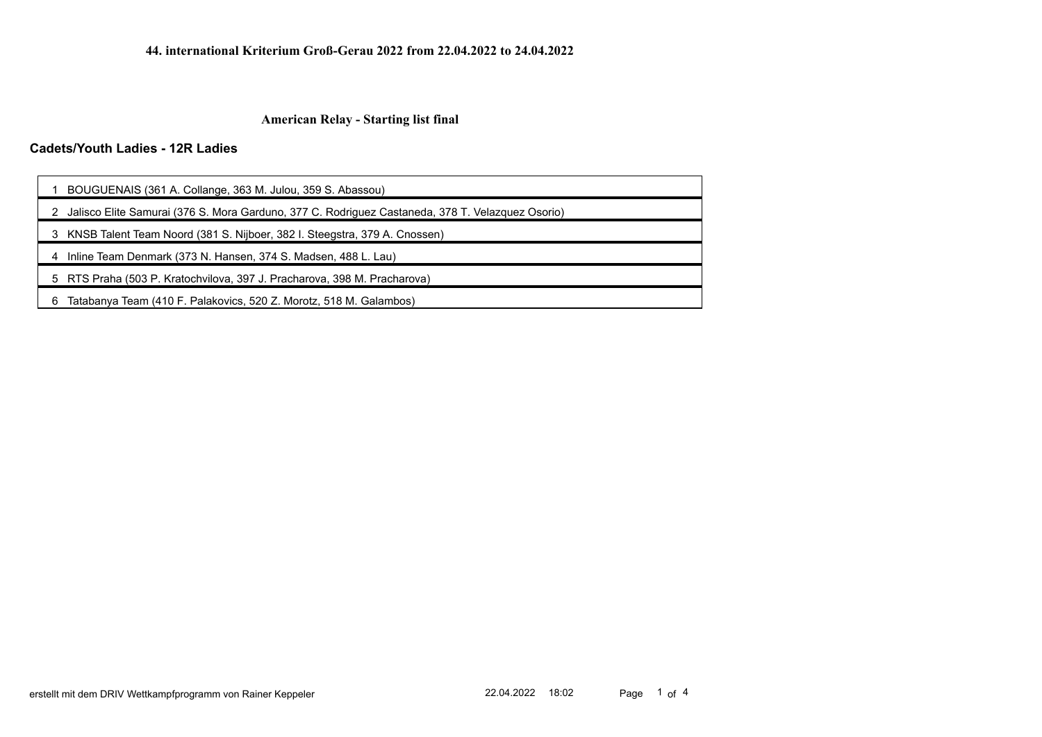# 44. international Kriterium Groß-Gerau 2022 from 22.04.2022 to 24.04.2022

## American Relay - Starting list final

### Cadets/Youth Ladies - 12R Ladies

| | |
|---|---|
| 1 | BOUGUENAIS (361 A. Collange, 363 M. Julou, 359 S. Abassou) |
| 2 | Jalisco Elite Samurai (376 S. Mora Garduno, 377 C. Rodriguez Castaneda, 378 T. Velazquez Osorio) |
| 3 | KNSB Talent Team Noord (381 S. Nijboer, 382 I. Steegstra, 379 A. Cnossen) |
| 4 | Inline Team Denmark (373 N. Hansen, 374 S. Madsen, 488 L. Lau) |
| 5 | RTS Praha (503 P. Kratochvilova, 397 J. Pracharova, 398 M. Pracharova) |
| 6 | Tatabanya Team (410 F. Palakovics, 520 Z. Morotz, 518 M. Galambos) |

erstellt mit dem DRIV Wettkampfprogramm von Rainer Keppeler 22.04.2022 18:02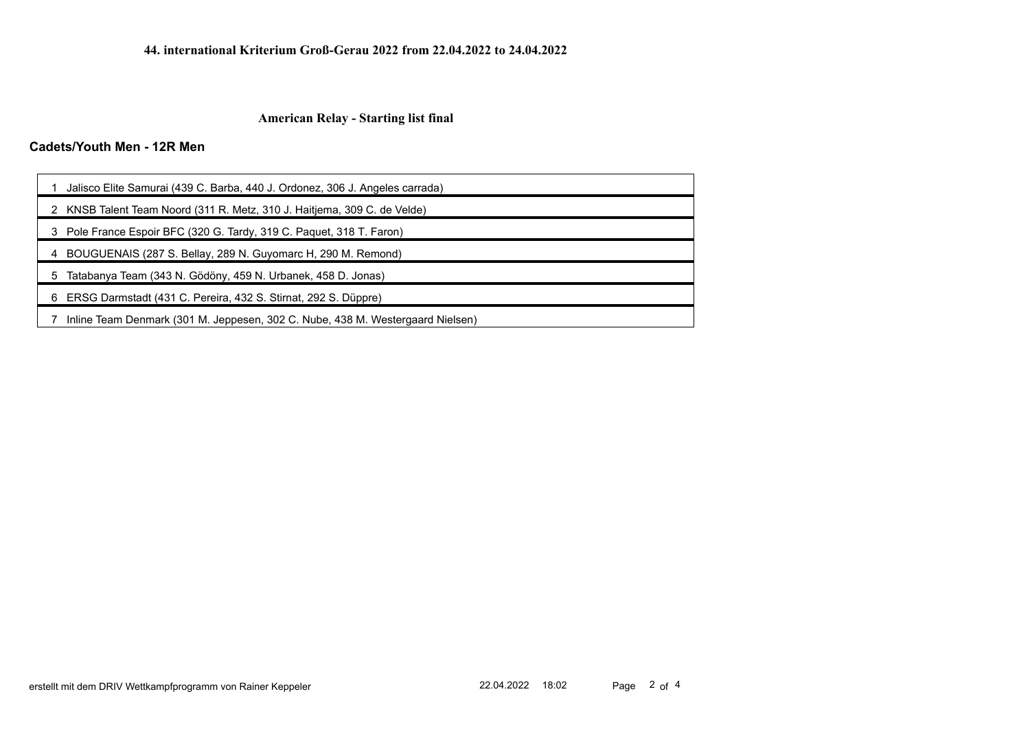**44. international Kriterium Groß-Gerau 2022 from 22.04.2022 to 24.04.2022**

## American Relay - Starting list final

### Cadets/Youth Men - 12R Men

| | |
|---|---|
| 1 | Jalisco Elite Samurai (439 C. Barba, 440 J. Ordonez, 306 J. Angeles carrada) |
| 2 | KNSB Talent Team Noord (311 R. Metz, 310 J. Haitjema, 309 C. de Velde) |
| 3 | Pole France Espoir BFC (320 G. Tardy, 319 C. Paquet, 318 T. Faron) |
| 4 | BOUGUENAIS (287 S. Bellay, 289 N. Guyomarc H, 290 M. Remond) |
| 5 | Tatabanya Team (343 N. Gödöny, 459 N. Urbanek, 458 D. Jonas) |
| 6 | ERSG Darmstadt (431 C. Pereira, 432 S. Stirnat, 292 S. Düppre) |
| 7 | Inline Team Denmark (301 M. Jeppesen, 302 C. Nube, 438 M. Westergaard Nielsen) |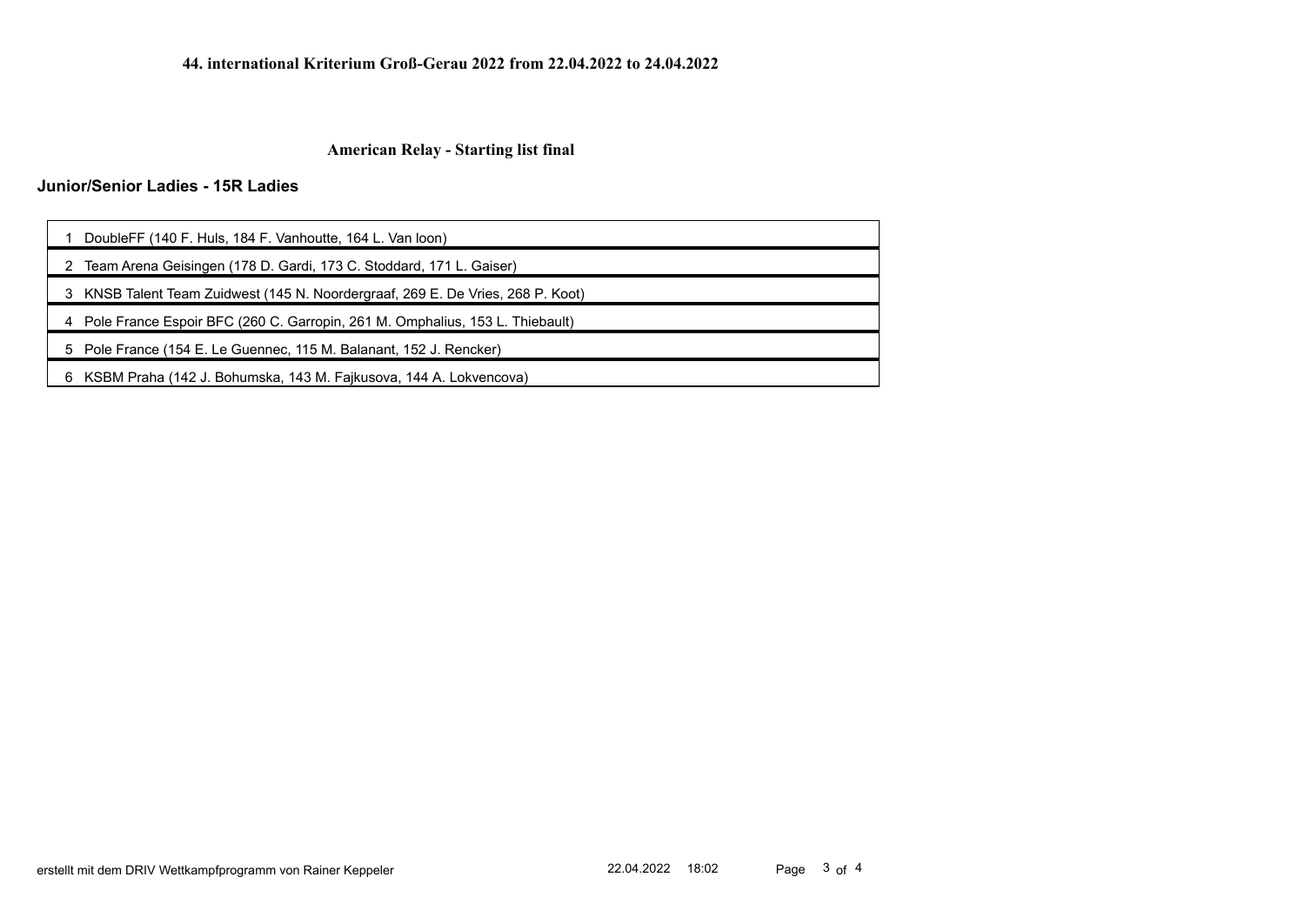**44. international Kriterium Groß-Gerau 2022 from 22.04.2022 to 24.04.2022**

## American Relay - Starting list final

### Junior/Senior Ladies - 15R Ladies

| | |
|---|---|
| 1 | DoubleFF (140 F. Huls, 184 F. Vanhoutte, 164 L. Van loon) |
| 2 | Team Arena Geisingen (178 D. Gardi, 173 C. Stoddard, 171 L. Gaiser) |
| 3 | KNSB Talent Team Zuidwest (145 N. Noordergraaf, 269 E. De Vries, 268 P. Koot) |
| 4 | Pole France Espoir BFC (260 C. Garropin, 261 M. Omphalius, 153 L. Thiebault) |
| 5 | Pole France (154 E. Le Guennec, 115 M. Balanant, 152 J. Rencker) |
| 6 | KSBM Praha (142 J. Bohumska, 143 M. Fajkusova, 144 A. Lokvencova) |

erstellt mit dem DRIV Wettkampfprogramm von Rainer Keppeler 22.04.2022 18:02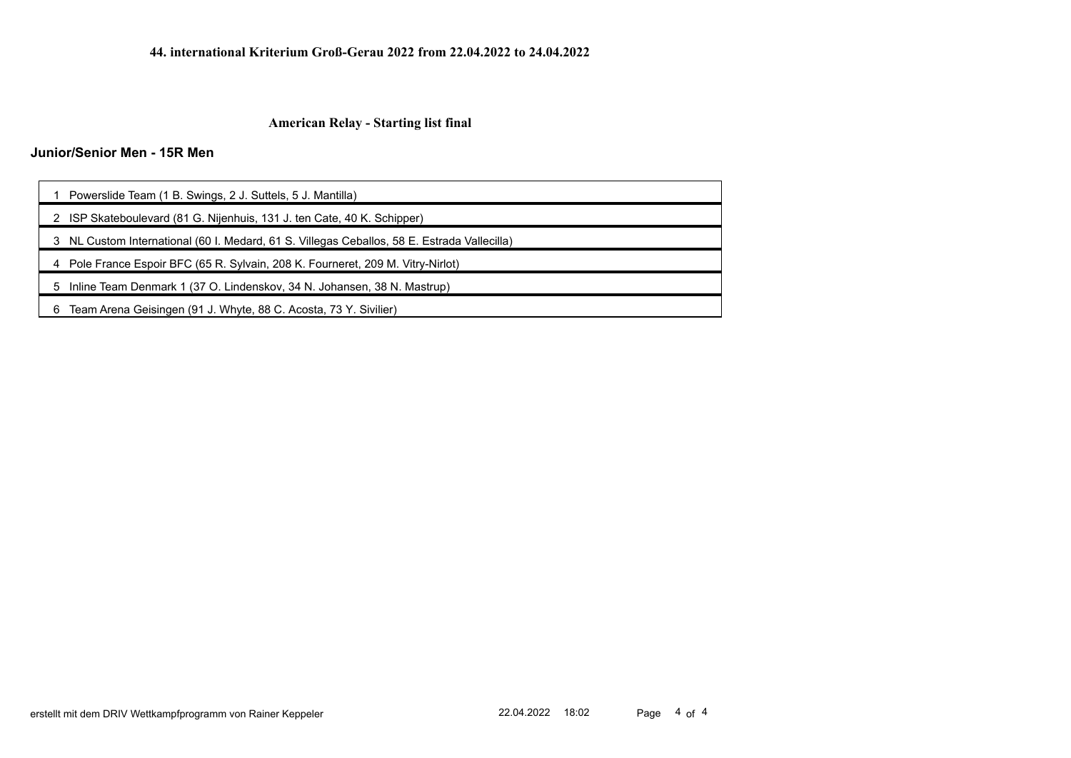**44. international Kriterium Groß-Gerau 2022 from 22.04.2022 to 24.04.2022**

## American Relay - Starting list final

### Junior/Senior Men - 15R Men

| | |
|---|---|
| 1 | Powerslide Team (1 B. Swings, 2 J. Suttels, 5 J. Mantilla) |
| 2 | ISP Skateboulevard (81 G. Nijenhuis, 131 J. ten Cate, 40 K. Schipper) |
| 3 | NL Custom International (60 I. Medard, 61 S. Villegas Ceballos, 58 E. Estrada Vallecilla) |
| 4 | Pole France Espoir BFC (65 R. Sylvain, 208 K. Fourneret, 209 M. Vitry-Nirlot) |
| 5 | Inline Team Denmark 1 (37 O. Lindenskov, 34 N. Johansen, 38 N. Mastrup) |
| 6 | Team Arena Geisingen (91 J. Whyte, 88 C. Acosta, 73 Y. Sivilier) |

erstellt mit dem DRIV Wettkampfprogramm von Rainer Keppeler 22.04.2022 18:02